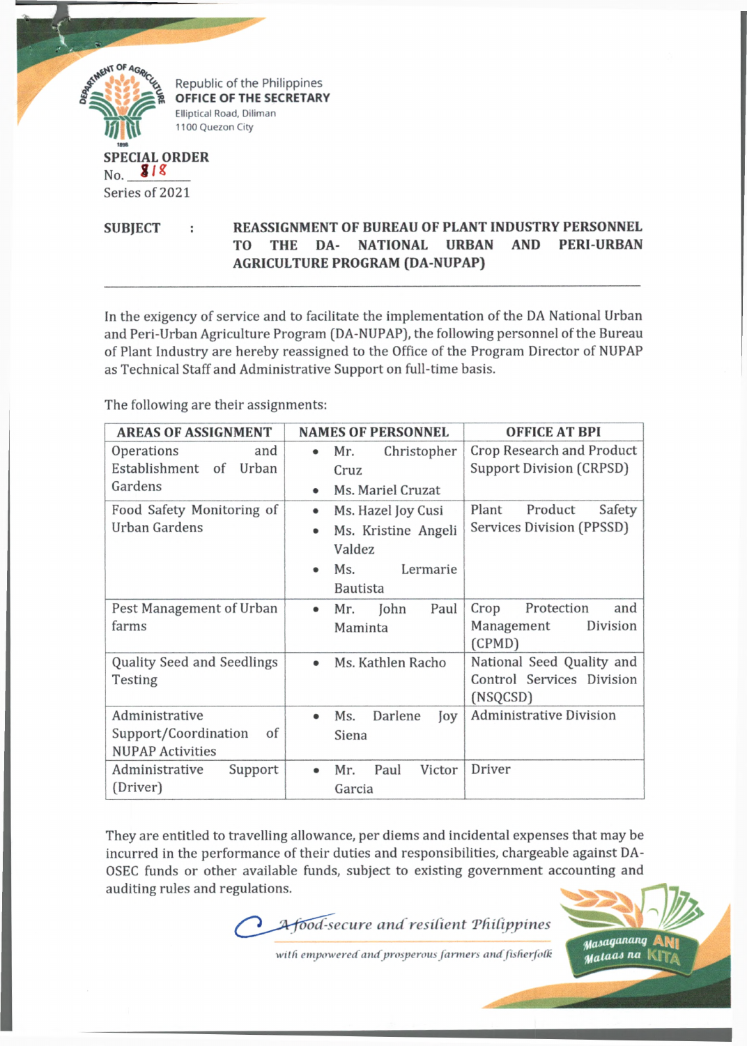Republic of the Philippines
**OFFICE OF THE SECRETARY**
Elliptical Road, Diliman
1100 Quezon City

**SPECIAL ORDER**
No. 818
Series of 2021

**SUBJECT : REASSIGNMENT OF BUREAU OF PLANT INDUSTRY PERSONNEL TO THE DA- NATIONAL URBAN AND PERI-URBAN AGRICULTURE PROGRAM (DA-NUPAP)**

---

In the exigency of service and to facilitate the implementation of the DA National Urban and Peri-Urban Agriculture Program (DA-NUPAP), the following personnel of the Bureau of Plant Industry are hereby reassigned to the Office of the Program Director of NUPAP as Technical Staff and Administrative Support on full-time basis.

The following are their assignments:

| AREAS OF ASSIGNMENT | NAMES OF PERSONNEL | OFFICE AT BPI |
|---|---|---|
| Operations and Establishment of Urban Gardens | • Mr. Christopher Cruz<br>• Ms. Mariel Cruzat | Crop Research and Product Support Division (CRPSD) |
| Food Safety Monitoring of Urban Gardens | • Ms. Hazel Joy Cusi<br>• Ms. Kristine Angeli Valdez<br>• Ms. Lermarie Bautista | Plant Product Safety Services Division (PPSSD) |
| Pest Management of Urban farms | • Mr. John Paul Maminta | Crop Protection and Management Division (CPMD) |
| Quality Seed and Seedlings Testing | • Ms. Kathlen Racho | National Seed Quality and Control Services Division (NSQCSD) |
| Administrative Support/Coordination of NUPAP Activities | • Ms. Darlene Joy Siena | Administrative Division |
| Administrative Support (Driver) | • Mr. Paul Victor Garcia | Driver |

They are entitled to travelling allowance, per diems and incidental expenses that may be incurred in the performance of their duties and responsibilities, chargeable against DA-OSEC funds or other available funds, subject to existing government accounting and auditing rules and regulations.

*A food-secure and resilient Philippines*
*with empowered and prosperous farmers and fisherfolk*

Masaganang ANI Mataas na KITA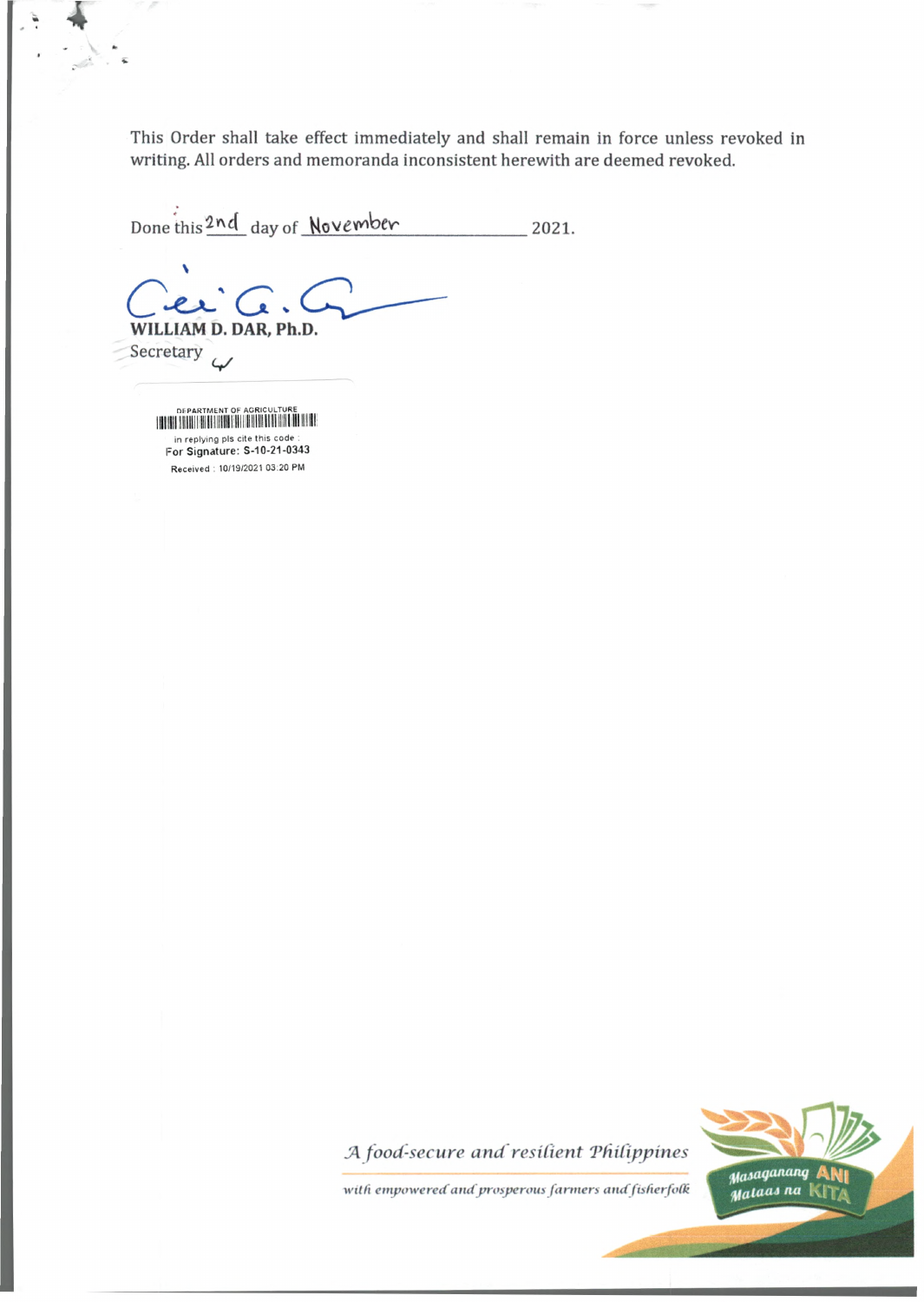This Order shall take effect immediately and shall remain in force unless revoked in writing. All orders and memoranda inconsistent herewith are deemed revoked.

Done this 2nd day of November 2021.

**WILLIAM D. DAR, Ph.D.**
Secretary

DEPARTMENT OF AGRICULTURE
in replying pls cite this code :
For Signature: S-10-21-0343
Received : 10/19/2021 03:20 PM

*A food-secure and resilient Philippines*

*with empowered and prosperous farmers and fisherfolk*

Masaganang ANI Mataas na KITA